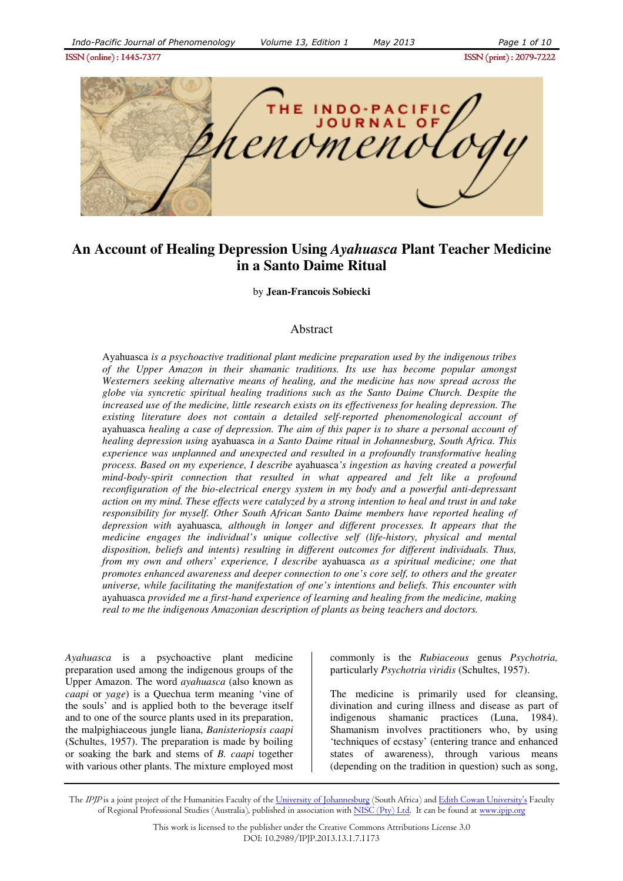# An Account of Healing Depression Using *Ayahuasca* Plant Teacher Medicine in a Santo Daime Ritual

by **Jean-Francois Sobiecki**

## Abstract

*Ayahuasca is a psychoactive traditional plant medicine preparation used by the indigenous tribes of the Upper Amazon in their shamanic traditions. Its use has become popular amongst Westerners seeking alternative means of healing, and the medicine has now spread across the globe via syncretic spiritual healing traditions such as the Santo Daime Church. Despite the increased use of the medicine, little research exists on its effectiveness for healing depression. The existing literature does not contain a detailed self-reported phenomenological account of* ayahuasca *healing a case of depression. The aim of this paper is to share a personal account of healing depression using* ayahuasca *in a Santo Daime ritual in Johannesburg, South Africa. This experience was unplanned and unexpected and resulted in a profoundly transformative healing process. Based on my experience, I describe* ayahuasca*'s ingestion as having created a powerful mind-body-spirit connection that resulted in what appeared and felt like a profound reconfiguration of the bio-electrical energy system in my body and a powerful anti-depressant action on my mind. These effects were catalyzed by a strong intention to heal and trust in and take responsibility for myself. Other South African Santo Daime members have reported healing of depression with* ayahuasca*, although in longer and different processes. It appears that the medicine engages the individual's unique collective self (life-history, physical and mental disposition, beliefs and intents) resulting in different outcomes for different individuals. Thus, from my own and others' experience, I describe* ayahuasca *as a spiritual medicine; one that promotes enhanced awareness and deeper connection to one's core self, to others and the greater universe, while facilitating the manifestation of one's intentions and beliefs. This encounter with* ayahuasca *provided me a first-hand experience of learning and healing from the medicine, making real to me the indigenous Amazonian description of plants as being teachers and doctors.*

*Ayahuasca* is a psychoactive plant medicine preparation used among the indigenous groups of the Upper Amazon. The word *ayahuasca* (also known as *caapi* or *yage*) is a Quechua term meaning 'vine of the souls' and is applied both to the beverage itself and to one of the source plants used in its preparation, the malpighiaceous jungle liana, *Banisteriopsis caapi* (Schultes, 1957). The preparation is made by boiling or soaking the bark and stems of *B. caapi* together with various other plants. The mixture employed most commonly is the *Rubiaceous* genus *Psychotria,* particularly *Psychotria viridis* (Schultes, 1957).

The medicine is primarily used for cleansing, divination and curing illness and disease as part of indigenous shamanic practices (Luna, 1984). Shamanism involves practitioners who, by using 'techniques of ecstasy' (entering trance and enhanced states of awareness), through various means (depending on the tradition in question) such as song,

The *IPJP* is a joint project of the Humanities Faculty of the University of Johannesburg (South Africa) and Edith Cowan University's Faculty of Regional Professional Studies (Australia), published in association with NISC (Pty) Ltd. It can be found at www.ipjp.org.

This work is licensed to the publisher under the Creative Commons Attributions License 3.0
DOI: 10.2989/IPJP.2013.13.1.7.1173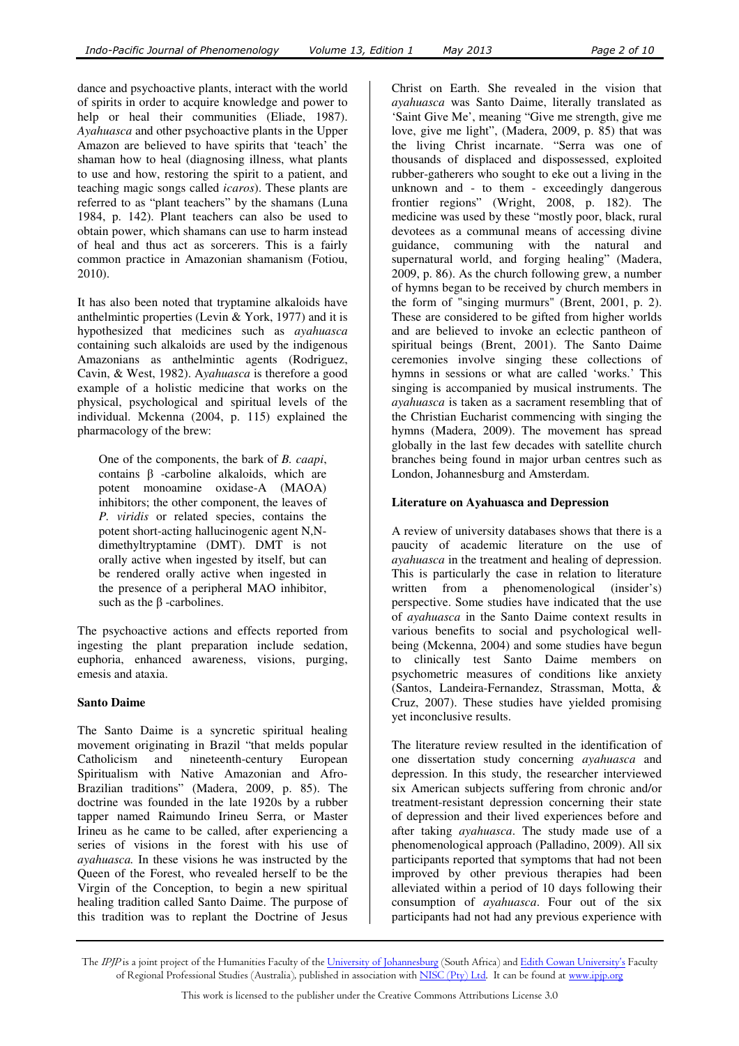dance and psychoactive plants, interact with the world of spirits in order to acquire knowledge and power to help or heal their communities (Eliade, 1987). *Ayahuasca* and other psychoactive plants in the Upper Amazon are believed to have spirits that 'teach' the shaman how to heal (diagnosing illness, what plants to use and how, restoring the spirit to a patient, and teaching magic songs called *icaros*). These plants are referred to as "plant teachers" by the shamans (Luna 1984, p. 142). Plant teachers can also be used to obtain power, which shamans can use to harm instead of heal and thus act as sorcerers. This is a fairly common practice in Amazonian shamanism (Fotiou, 2010).

It has also been noted that tryptamine alkaloids have anthelmintic properties (Levin & York, 1977) and it is hypothesized that medicines such as *ayahuasca* containing such alkaloids are used by the indigenous Amazonians as anthelmintic agents (Rodriguez, Cavin, & West, 1982). A*yahuasca* is therefore a good example of a holistic medicine that works on the physical, psychological and spiritual levels of the individual. Mckenna (2004, p. 115) explained the pharmacology of the brew:

> One of the components, the bark of *B. caapi*, contains β -carboline alkaloids, which are potent monoamine oxidase-A (MAOA) inhibitors; the other component, the leaves of *P. viridis* or related species, contains the potent short-acting hallucinogenic agent N,N-dimethyltryptamine (DMT). DMT is not orally active when ingested by itself, but can be rendered orally active when ingested in the presence of a peripheral MAO inhibitor, such as the β -carbolines.

The psychoactive actions and effects reported from ingesting the plant preparation include sedation, euphoria, enhanced awareness, visions, purging, emesis and ataxia.

**Santo Daime**

The Santo Daime is a syncretic spiritual healing movement originating in Brazil "that melds popular Catholicism and nineteenth-century European Spiritualism with Native Amazonian and Afro-Brazilian traditions" (Madera, 2009, p. 85). The doctrine was founded in the late 1920s by a rubber tapper named Raimundo Irineu Serra, or Master Irineu as he came to be called, after experiencing a series of visions in the forest with his use of *ayahuasca.* In these visions he was instructed by the Queen of the Forest, who revealed herself to be the Virgin of the Conception, to begin a new spiritual healing tradition called Santo Daime. The purpose of this tradition was to replant the Doctrine of Jesus Christ on Earth. She revealed in the vision that *ayahuasca* was Santo Daime, literally translated as 'Saint Give Me', meaning "Give me strength, give me love, give me light", (Madera, 2009, p. 85) that was the living Christ incarnate. "Serra was one of thousands of displaced and dispossessed, exploited rubber-gatherers who sought to eke out a living in the unknown and - to them - exceedingly dangerous frontier regions" (Wright, 2008, p. 182). The medicine was used by these "mostly poor, black, rural devotees as a communal means of accessing divine guidance, communing with the natural and supernatural world, and forging healing" (Madera, 2009, p. 86). As the church following grew, a number of hymns began to be received by church members in the form of "singing murmurs" (Brent, 2001, p. 2). These are considered to be gifted from higher worlds and are believed to invoke an eclectic pantheon of spiritual beings (Brent, 2001). The Santo Daime ceremonies involve singing these collections of hymns in sessions or what are called 'works.' This singing is accompanied by musical instruments. The *ayahuasca* is taken as a sacrament resembling that of the Christian Eucharist commencing with singing the hymns (Madera, 2009). The movement has spread globally in the last few decades with satellite church branches being found in major urban centres such as London, Johannesburg and Amsterdam.

**Literature on Ayahuasca and Depression**

A review of university databases shows that there is a paucity of academic literature on the use of *ayahuasca* in the treatment and healing of depression. This is particularly the case in relation to literature written from a phenomenological (insider's) perspective. Some studies have indicated that the use of *ayahuasca* in the Santo Daime context results in various benefits to social and psychological well-being (Mckenna, 2004) and some studies have begun to clinically test Santo Daime members on psychometric measures of conditions like anxiety (Santos, Landeira-Fernandez, Strassman, Motta, & Cruz, 2007). These studies have yielded promising yet inconclusive results.

The literature review resulted in the identification of one dissertation study concerning *ayahuasca* and depression. In this study, the researcher interviewed six American subjects suffering from chronic and/or treatment-resistant depression concerning their state of depression and their lived experiences before and after taking *ayahuasca*. The study made use of a phenomenological approach (Palladino, 2009). All six participants reported that symptoms that had not been improved by other previous therapies had been alleviated within a period of 10 days following their consumption of *ayahuasca*. Four out of the six participants had not had any previous experience with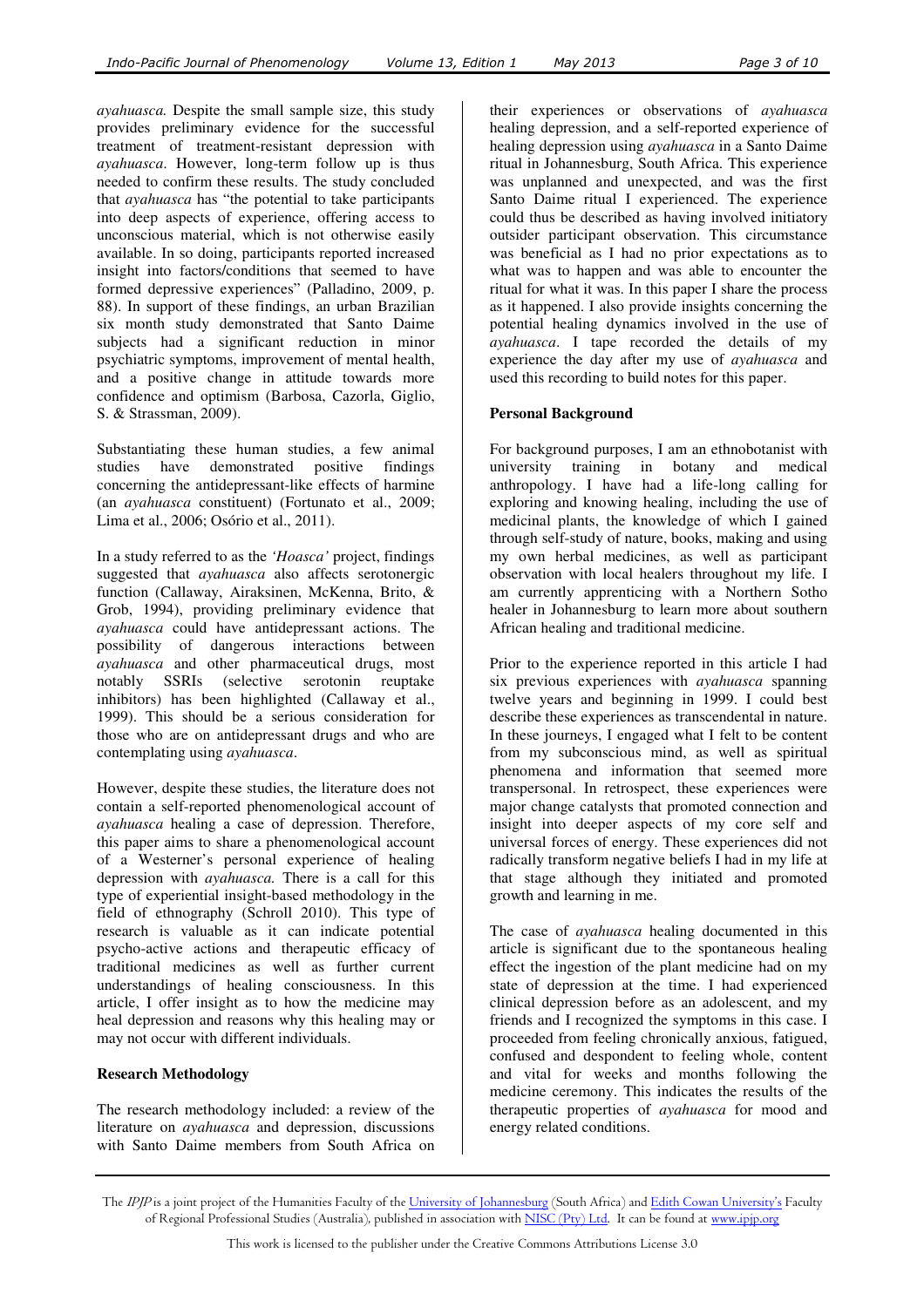*ayahuasca.* Despite the small sample size, this study provides preliminary evidence for the successful treatment of treatment-resistant depression with *ayahuasca*. However, long-term follow up is thus needed to confirm these results. The study concluded that *ayahuasca* has "the potential to take participants into deep aspects of experience, offering access to unconscious material, which is not otherwise easily available. In so doing, participants reported increased insight into factors/conditions that seemed to have formed depressive experiences" (Palladino, 2009, p. 88). In support of these findings, an urban Brazilian six month study demonstrated that Santo Daime subjects had a significant reduction in minor psychiatric symptoms, improvement of mental health, and a positive change in attitude towards more confidence and optimism (Barbosa, Cazorla, Giglio, S. & Strassman, 2009).

Substantiating these human studies, a few animal studies have demonstrated positive findings concerning the antidepressant-like effects of harmine (an *ayahuasca* constituent) (Fortunato et al., 2009; Lima et al., 2006; Osório et al., 2011).

In a study referred to as the *'Hoasca'* project, findings suggested that *ayahuasca* also affects serotonergic function (Callaway, Airaksinen, McKenna, Brito, & Grob, 1994), providing preliminary evidence that *ayahuasca* could have antidepressant actions. The possibility of dangerous interactions between *ayahuasca* and other pharmaceutical drugs, most notably SSRIs (selective serotonin reuptake inhibitors) has been highlighted (Callaway et al., 1999). This should be a serious consideration for those who are on antidepressant drugs and who are contemplating using *ayahuasca*.

However, despite these studies, the literature does not contain a self-reported phenomenological account of *ayahuasca* healing a case of depression. Therefore, this paper aims to share a phenomenological account of a Westerner's personal experience of healing depression with *ayahuasca.* There is a call for this type of experiential insight-based methodology in the field of ethnography (Schroll 2010). This type of research is valuable as it can indicate potential psycho-active actions and therapeutic efficacy of traditional medicines as well as further current understandings of healing consciousness. In this article, I offer insight as to how the medicine may heal depression and reasons why this healing may or may not occur with different individuals.

**Research Methodology**

The research methodology included: a review of the literature on *ayahuasca* and depression, discussions with Santo Daime members from South Africa on their experiences or observations of *ayahuasca* healing depression, and a self-reported experience of healing depression using *ayahuasca* in a Santo Daime ritual in Johannesburg, South Africa. This experience was unplanned and unexpected, and was the first Santo Daime ritual I experienced. The experience could thus be described as having involved initiatory outsider participant observation. This circumstance was beneficial as I had no prior expectations as to what was to happen and was able to encounter the ritual for what it was. In this paper I share the process as it happened. I also provide insights concerning the potential healing dynamics involved in the use of *ayahuasca*. I tape recorded the details of my experience the day after my use of *ayahuasca* and used this recording to build notes for this paper.

**Personal Background**

For background purposes, I am an ethnobotanist with university training in botany and medical anthropology. I have had a life-long calling for exploring and knowing healing, including the use of medicinal plants, the knowledge of which I gained through self-study of nature, books, making and using my own herbal medicines, as well as participant observation with local healers throughout my life. I am currently apprenticing with a Northern Sotho healer in Johannesburg to learn more about southern African healing and traditional medicine.

Prior to the experience reported in this article I had six previous experiences with *ayahuasca* spanning twelve years and beginning in 1999. I could best describe these experiences as transcendental in nature. In these journeys, I engaged what I felt to be content from my subconscious mind, as well as spiritual phenomena and information that seemed more transpersonal. In retrospect, these experiences were major change catalysts that promoted connection and insight into deeper aspects of my core self and universal forces of energy. These experiences did not radically transform negative beliefs I had in my life at that stage although they initiated and promoted growth and learning in me.

The case of *ayahuasca* healing documented in this article is significant due to the spontaneous healing effect the ingestion of the plant medicine had on my state of depression at the time. I had experienced clinical depression before as an adolescent, and my friends and I recognized the symptoms in this case. I proceeded from feeling chronically anxious, fatigued, confused and despondent to feeling whole, content and vital for weeks and months following the medicine ceremony. This indicates the results of the therapeutic properties of *ayahuasca* for mood and energy related conditions.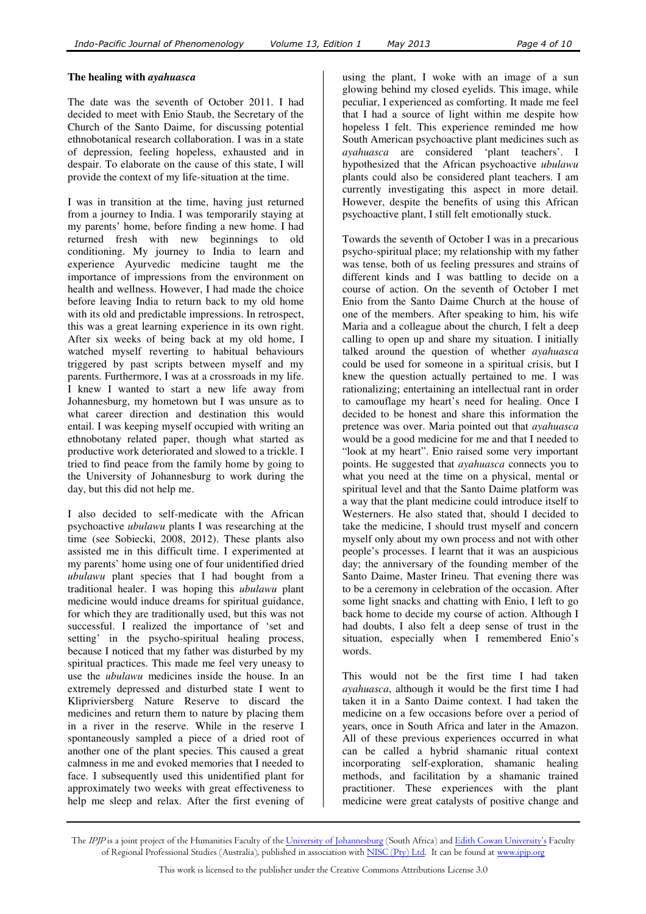### The healing with *ayahuasca*

The date was the seventh of October 2011. I had decided to meet with Enio Staub, the Secretary of the Church of the Santo Daime, for discussing potential ethnobotanical research collaboration. I was in a state of depression, feeling hopeless, exhausted and in despair. To elaborate on the cause of this state, I will provide the context of my life-situation at the time.

I was in transition at the time, having just returned from a journey to India. I was temporarily staying at my parents' home, before finding a new home. I had returned fresh with new beginnings to old conditioning. My journey to India to learn and experience Ayurvedic medicine taught me the importance of impressions from the environment on health and wellness. However, I had made the choice before leaving India to return back to my old home with its old and predictable impressions. In retrospect, this was a great learning experience in its own right. After six weeks of being back at my old home, I watched myself reverting to habitual behaviours triggered by past scripts between myself and my parents. Furthermore, I was at a crossroads in my life. I knew I wanted to start a new life away from Johannesburg, my hometown but I was unsure as to what career direction and destination this would entail. I was keeping myself occupied with writing an ethnobotany related paper, though what started as productive work deteriorated and slowed to a trickle. I tried to find peace from the family home by going to the University of Johannesburg to work during the day, but this did not help me.

I also decided to self-medicate with the African psychoactive *ubulawu* plants I was researching at the time (see Sobiecki, 2008, 2012). These plants also assisted me in this difficult time. I experimented at my parents' home using one of four unidentified dried *ubulawu* plant species that I had bought from a traditional healer. I was hoping this *ubulawu* plant medicine would induce dreams for spiritual guidance, for which they are traditionally used, but this was not successful. I realized the importance of 'set and setting' in the psycho-spiritual healing process, because I noticed that my father was disturbed by my spiritual practices. This made me feel very uneasy to use the *ubulawu* medicines inside the house. In an extremely depressed and disturbed state I went to Klipriviersberg Nature Reserve to discard the medicines and return them to nature by placing them in a river in the reserve. While in the reserve I spontaneously sampled a piece of a dried root of another one of the plant species. This caused a great calmness in me and evoked memories that I needed to face. I subsequently used this unidentified plant for approximately two weeks with great effectiveness to help me sleep and relax. After the first evening of using the plant, I woke with an image of a sun glowing behind my closed eyelids. This image, while peculiar, I experienced as comforting. It made me feel that I had a source of light within me despite how hopeless I felt. This experience reminded me how South American psychoactive plant medicines such as *ayahuasca* are considered 'plant teachers'. I hypothesized that the African psychoactive *ubulawu* plants could also be considered plant teachers. I am currently investigating this aspect in more detail. However, despite the benefits of using this African psychoactive plant, I still felt emotionally stuck.

Towards the seventh of October I was in a precarious psycho-spiritual place; my relationship with my father was tense, both of us feeling pressures and strains of different kinds and I was battling to decide on a course of action. On the seventh of October I met Enio from the Santo Daime Church at the house of one of the members. After speaking to him, his wife Maria and a colleague about the church, I felt a deep calling to open up and share my situation. I initially talked around the question of whether *ayahuasca* could be used for someone in a spiritual crisis, but I knew the question actually pertained to me. I was rationalizing; entertaining an intellectual rant in order to camouflage my heart's need for healing. Once I decided to be honest and share this information the pretence was over. Maria pointed out that *ayahuasca* would be a good medicine for me and that I needed to "look at my heart". Enio raised some very important points. He suggested that *ayahuasca* connects you to what you need at the time on a physical, mental or spiritual level and that the Santo Daime platform was a way that the plant medicine could introduce itself to Westerners. He also stated that, should I decided to take the medicine, I should trust myself and concern myself only about my own process and not with other people's processes. I learnt that it was an auspicious day; the anniversary of the founding member of the Santo Daime, Master Irineu. That evening there was to be a ceremony in celebration of the occasion. After some light snacks and chatting with Enio, I left to go back home to decide my course of action. Although I had doubts, I also felt a deep sense of trust in the situation, especially when I remembered Enio's words.

This would not be the first time I had taken *ayahuasca*, although it would be the first time I had taken it in a Santo Daime context. I had taken the medicine on a few occasions before over a period of years, once in South Africa and later in the Amazon. All of these previous experiences occurred in what can be called a hybrid shamanic ritual context incorporating self-exploration, shamanic healing methods, and facilitation by a shamanic trained practitioner. These experiences with the plant medicine were great catalysts of positive change and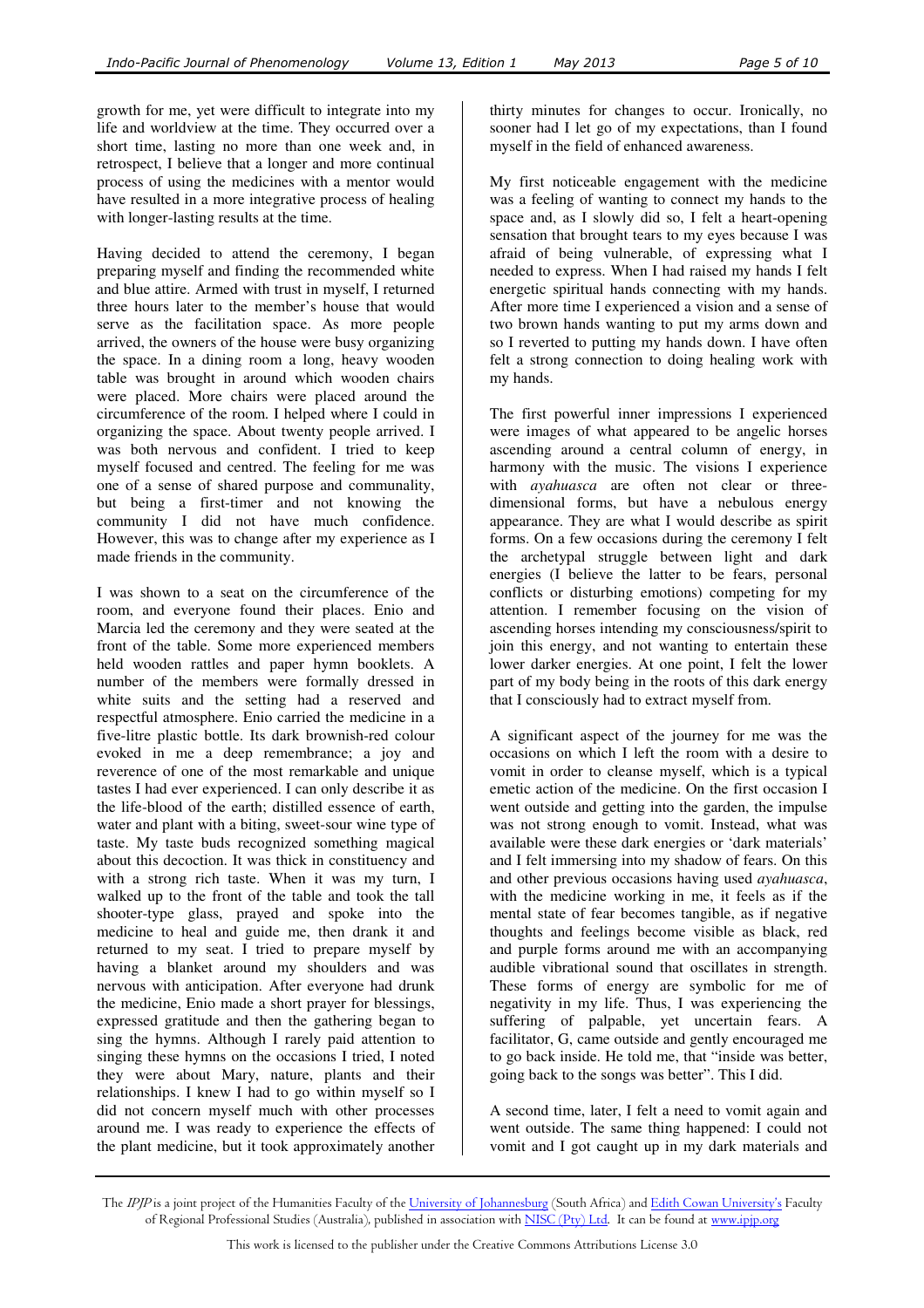growth for me, yet were difficult to integrate into my life and worldview at the time. They occurred over a short time, lasting no more than one week and, in retrospect, I believe that a longer and more continual process of using the medicines with a mentor would have resulted in a more integrative process of healing with longer-lasting results at the time.

Having decided to attend the ceremony, I began preparing myself and finding the recommended white and blue attire. Armed with trust in myself, I returned three hours later to the member's house that would serve as the facilitation space. As more people arrived, the owners of the house were busy organizing the space. In a dining room a long, heavy wooden table was brought in around which wooden chairs were placed. More chairs were placed around the circumference of the room. I helped where I could in organizing the space. About twenty people arrived. I was both nervous and confident. I tried to keep myself focused and centred. The feeling for me was one of a sense of shared purpose and communality, but being a first-timer and not knowing the community I did not have much confidence. However, this was to change after my experience as I made friends in the community.

I was shown to a seat on the circumference of the room, and everyone found their places. Enio and Marcia led the ceremony and they were seated at the front of the table. Some more experienced members held wooden rattles and paper hymn booklets. A number of the members were formally dressed in white suits and the setting had a reserved and respectful atmosphere. Enio carried the medicine in a five-litre plastic bottle. Its dark brownish-red colour evoked in me a deep remembrance; a joy and reverence of one of the most remarkable and unique tastes I had ever experienced. I can only describe it as the life-blood of the earth; distilled essence of earth, water and plant with a biting, sweet-sour wine type of taste. My taste buds recognized something magical about this decoction. It was thick in constituency and with a strong rich taste. When it was my turn, I walked up to the front of the table and took the tall shooter-type glass, prayed and spoke into the medicine to heal and guide me, then drank it and returned to my seat. I tried to prepare myself by having a blanket around my shoulders and was nervous with anticipation. After everyone had drunk the medicine, Enio made a short prayer for blessings, expressed gratitude and then the gathering began to sing the hymns. Although I rarely paid attention to singing these hymns on the occasions I tried, I noted they were about Mary, nature, plants and their relationships. I knew I had to go within myself so I did not concern myself much with other processes around me. I was ready to experience the effects of the plant medicine, but it took approximately another thirty minutes for changes to occur. Ironically, no sooner had I let go of my expectations, than I found myself in the field of enhanced awareness.

My first noticeable engagement with the medicine was a feeling of wanting to connect my hands to the space and, as I slowly did so, I felt a heart-opening sensation that brought tears to my eyes because I was afraid of being vulnerable, of expressing what I needed to express. When I had raised my hands I felt energetic spiritual hands connecting with my hands. After more time I experienced a vision and a sense of two brown hands wanting to put my arms down and so I reverted to putting my hands down. I have often felt a strong connection to doing healing work with my hands.

The first powerful inner impressions I experienced were images of what appeared to be angelic horses ascending around a central column of energy, in harmony with the music. The visions I experience with *ayahuasca* are often not clear or three-dimensional forms, but have a nebulous energy appearance. They are what I would describe as spirit forms. On a few occasions during the ceremony I felt the archetypal struggle between light and dark energies (I believe the latter to be fears, personal conflicts or disturbing emotions) competing for my attention. I remember focusing on the vision of ascending horses intending my consciousness/spirit to join this energy, and not wanting to entertain these lower darker energies. At one point, I felt the lower part of my body being in the roots of this dark energy that I consciously had to extract myself from.

A significant aspect of the journey for me was the occasions on which I left the room with a desire to vomit in order to cleanse myself, which is a typical emetic action of the medicine. On the first occasion I went outside and getting into the garden, the impulse was not strong enough to vomit. Instead, what was available were these dark energies or 'dark materials' and I felt immersing into my shadow of fears. On this and other previous occasions having used *ayahuasca*, with the medicine working in me, it feels as if the mental state of fear becomes tangible, as if negative thoughts and feelings become visible as black, red and purple forms around me with an accompanying audible vibrational sound that oscillates in strength. These forms of energy are symbolic for me of negativity in my life. Thus, I was experiencing the suffering of palpable, yet uncertain fears. A facilitator, G, came outside and gently encouraged me to go back inside. He told me, that "inside was better, going back to the songs was better". This I did.

A second time, later, I felt a need to vomit again and went outside. The same thing happened: I could not vomit and I got caught up in my dark materials and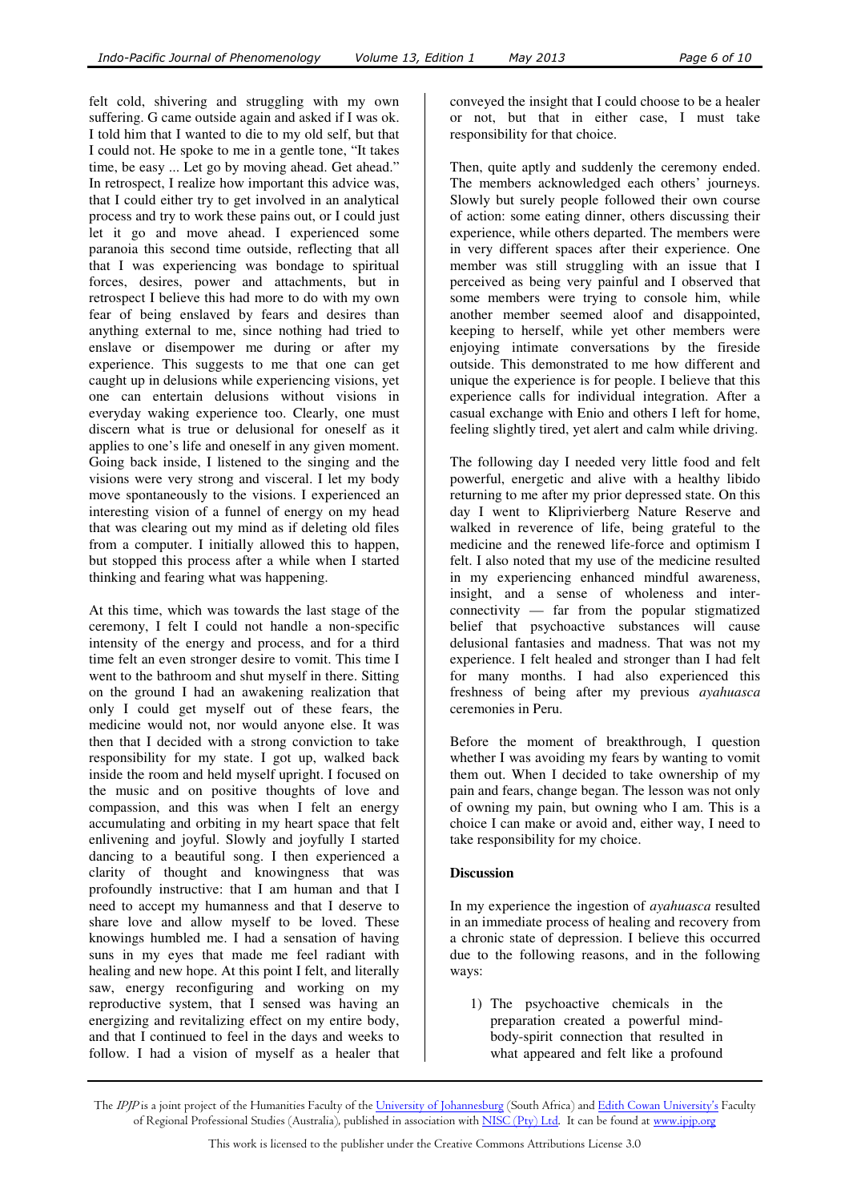felt cold, shivering and struggling with my own suffering. G came outside again and asked if I was ok. I told him that I wanted to die to my old self, but that I could not. He spoke to me in a gentle tone, "It takes time, be easy ... Let go by moving ahead. Get ahead." In retrospect, I realize how important this advice was, that I could either try to get involved in an analytical process and try to work these pains out, or I could just let it go and move ahead. I experienced some paranoia this second time outside, reflecting that all that I was experiencing was bondage to spiritual forces, desires, power and attachments, but in retrospect I believe this had more to do with my own fear of being enslaved by fears and desires than anything external to me, since nothing had tried to enslave or disempower me during or after my experience. This suggests to me that one can get caught up in delusions while experiencing visions, yet one can entertain delusions without visions in everyday waking experience too. Clearly, one must discern what is true or delusional for oneself as it applies to one's life and oneself in any given moment. Going back inside, I listened to the singing and the visions were very strong and visceral. I let my body move spontaneously to the visions. I experienced an interesting vision of a funnel of energy on my head that was clearing out my mind as if deleting old files from a computer. I initially allowed this to happen, but stopped this process after a while when I started thinking and fearing what was happening.

At this time, which was towards the last stage of the ceremony, I felt I could not handle a non-specific intensity of the energy and process, and for a third time felt an even stronger desire to vomit. This time I went to the bathroom and shut myself in there. Sitting on the ground I had an awakening realization that only I could get myself out of these fears, the medicine would not, nor would anyone else. It was then that I decided with a strong conviction to take responsibility for my state. I got up, walked back inside the room and held myself upright. I focused on the music and on positive thoughts of love and compassion, and this was when I felt an energy accumulating and orbiting in my heart space that felt enlivening and joyful. Slowly and joyfully I started dancing to a beautiful song. I then experienced a clarity of thought and knowingness that was profoundly instructive: that I am human and that I need to accept my humanness and that I deserve to share love and allow myself to be loved. These knowings humbled me. I had a sensation of having suns in my eyes that made me feel radiant with healing and new hope. At this point I felt, and literally saw, energy reconfiguring and working on my reproductive system, that I sensed was having an energizing and revitalizing effect on my entire body, and that I continued to feel in the days and weeks to follow. I had a vision of myself as a healer that conveyed the insight that I could choose to be a healer or not, but that in either case, I must take responsibility for that choice.

Then, quite aptly and suddenly the ceremony ended. The members acknowledged each others' journeys. Slowly but surely people followed their own course of action: some eating dinner, others discussing their experience, while others departed. The members were in very different spaces after their experience. One member was still struggling with an issue that I perceived as being very painful and I observed that some members were trying to console him, while another member seemed aloof and disappointed, keeping to herself, while yet other members were enjoying intimate conversations by the fireside outside. This demonstrated to me how different and unique the experience is for people. I believe that this experience calls for individual integration. After a casual exchange with Enio and others I left for home, feeling slightly tired, yet alert and calm while driving.

The following day I needed very little food and felt powerful, energetic and alive with a healthy libido returning to me after my prior depressed state. On this day I went to Kliprivierberg Nature Reserve and walked in reverence of life, being grateful to the medicine and the renewed life-force and optimism I felt. I also noted that my use of the medicine resulted in my experiencing enhanced mindful awareness, insight, and a sense of wholeness and inter-connectivity — far from the popular stigmatized belief that psychoactive substances will cause delusional fantasies and madness. That was not my experience. I felt healed and stronger than I had felt for many months. I had also experienced this freshness of being after my previous *ayahuasca* ceremonies in Peru.

Before the moment of breakthrough, I question whether I was avoiding my fears by wanting to vomit them out. When I decided to take ownership of my pain and fears, change began. The lesson was not only of owning my pain, but owning who I am. This is a choice I can make or avoid and, either way, I need to take responsibility for my choice.

**Discussion**

In my experience the ingestion of *ayahuasca* resulted in an immediate process of healing and recovery from a chronic state of depression. I believe this occurred due to the following reasons, and in the following ways:

1) The psychoactive chemicals in the preparation created a powerful mind-body-spirit connection that resulted in what appeared and felt like a profound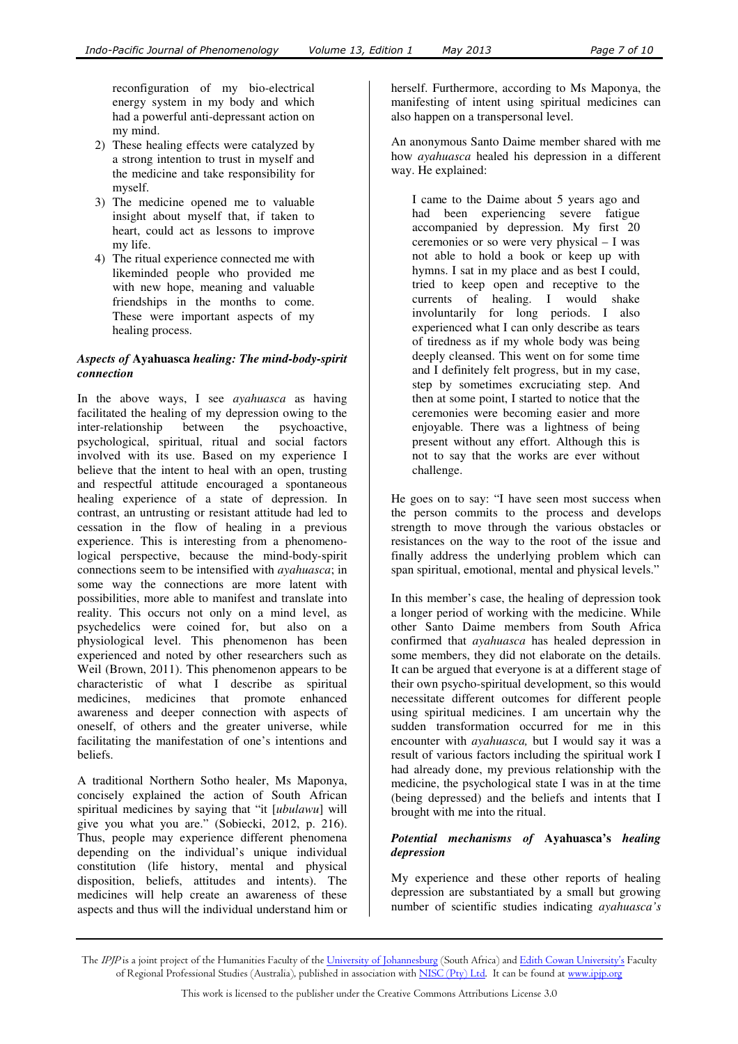reconfiguration of my bio-electrical energy system in my body and which had a powerful anti-depressant action on my mind.

2) These healing effects were catalyzed by a strong intention to trust in myself and the medicine and take responsibility for myself.
3) The medicine opened me to valuable insight about myself that, if taken to heart, could act as lessons to improve my life.
4) The ritual experience connected me with likeminded people who provided me with new hope, meaning and valuable friendships in the months to come. These were important aspects of my healing process.

### *Aspects of* **Ayahuasca** *healing: The mind-body-spirit connection*

In the above ways, I see *ayahuasca* as having facilitated the healing of my depression owing to the inter-relationship between the psychoactive, psychological, spiritual, ritual and social factors involved with its use. Based on my experience I believe that the intent to heal with an open, trusting and respectful attitude encouraged a spontaneous healing experience of a state of depression. In contrast, an untrusting or resistant attitude had led to cessation in the flow of healing in a previous experience. This is interesting from a phenomenological perspective, because the mind-body-spirit connections seem to be intensified with *ayahuasca*; in some way the connections are more latent with possibilities, more able to manifest and translate into reality. This occurs not only on a mind level, as psychedelics were coined for, but also on a physiological level. This phenomenon has been experienced and noted by other researchers such as Weil (Brown, 2011). This phenomenon appears to be characteristic of what I describe as spiritual medicines, medicines that promote enhanced awareness and deeper connection with aspects of oneself, of others and the greater universe, while facilitating the manifestation of one's intentions and beliefs.

A traditional Northern Sotho healer, Ms Maponya, concisely explained the action of South African spiritual medicines by saying that "it [*ubulawu*] will give you what you are." (Sobiecki, 2012, p. 216). Thus, people may experience different phenomena depending on the individual's unique individual constitution (life history, mental and physical disposition, beliefs, attitudes and intents). The medicines will help create an awareness of these aspects and thus will the individual understand him or herself. Furthermore, according to Ms Maponya, the manifesting of intent using spiritual medicines can also happen on a transpersonal level.

An anonymous Santo Daime member shared with me how *ayahuasca* healed his depression in a different way. He explained:

> I came to the Daime about 5 years ago and had been experiencing severe fatigue accompanied by depression. My first 20 ceremonies or so were very physical – I was not able to hold a book or keep up with hymns. I sat in my place and as best I could, tried to keep open and receptive to the currents of healing. I would shake involuntarily for long periods. I also experienced what I can only describe as tears of tiredness as if my whole body was being deeply cleansed. This went on for some time and I definitely felt progress, but in my case, step by sometimes excruciating step. And then at some point, I started to notice that the ceremonies were becoming easier and more enjoyable. There was a lightness of being present without any effort. Although this is not to say that the works are ever without challenge.

He goes on to say: "I have seen most success when the person commits to the process and develops strength to move through the various obstacles or resistances on the way to the root of the issue and finally address the underlying problem which can span spiritual, emotional, mental and physical levels."

In this member's case, the healing of depression took a longer period of working with the medicine. While other Santo Daime members from South Africa confirmed that *ayahuasca* has healed depression in some members, they did not elaborate on the details. It can be argued that everyone is at a different stage of their own psycho-spiritual development, so this would necessitate different outcomes for different people using spiritual medicines. I am uncertain why the sudden transformation occurred for me in this encounter with *ayahuasca,* but I would say it was a result of various factors including the spiritual work I had already done, my previous relationship with the medicine, the psychological state I was in at the time (being depressed) and the beliefs and intents that I brought with me into the ritual.

### *Potential mechanisms of* **Ayahuasca's** *healing depression*

My experience and these other reports of healing depression are substantiated by a small but growing number of scientific studies indicating *ayahuasca's*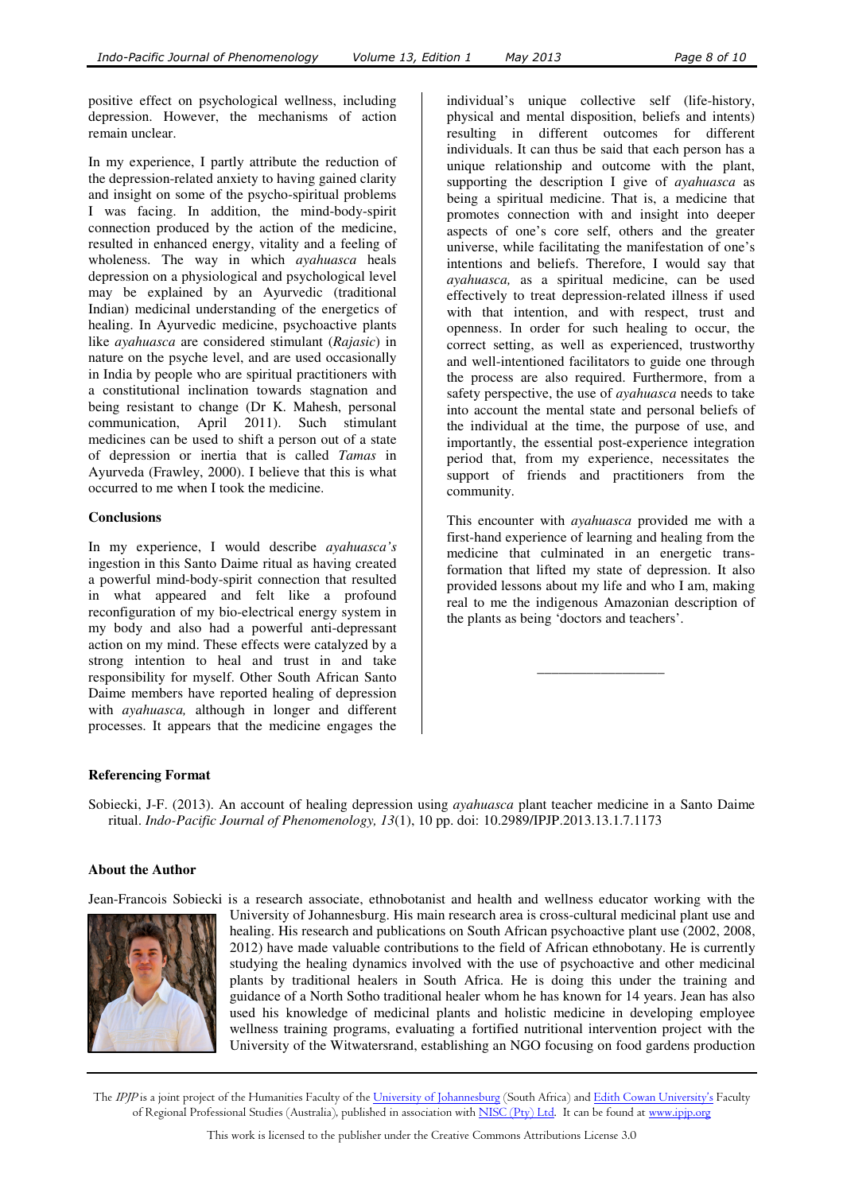positive effect on psychological wellness, including depression. However, the mechanisms of action remain unclear.

In my experience, I partly attribute the reduction of the depression-related anxiety to having gained clarity and insight on some of the psycho-spiritual problems I was facing. In addition, the mind-body-spirit connection produced by the action of the medicine, resulted in enhanced energy, vitality and a feeling of wholeness. The way in which *ayahuasca* heals depression on a physiological and psychological level may be explained by an Ayurvedic (traditional Indian) medicinal understanding of the energetics of healing. In Ayurvedic medicine, psychoactive plants like *ayahuasca* are considered stimulant (*Rajasic*) in nature on the psyche level, and are used occasionally in India by people who are spiritual practitioners with a constitutional inclination towards stagnation and being resistant to change (Dr K. Mahesh, personal communication, April 2011). Such stimulant medicines can be used to shift a person out of a state of depression or inertia that is called *Tamas* in Ayurveda (Frawley, 2000). I believe that this is what occurred to me when I took the medicine.

**Conclusions**

In my experience, I would describe *ayahuasca's* ingestion in this Santo Daime ritual as having created a powerful mind-body-spirit connection that resulted in what appeared and felt like a profound reconfiguration of my bio-electrical energy system in my body and also had a powerful anti-depressant action on my mind. These effects were catalyzed by a strong intention to heal and trust in and take responsibility for myself. Other South African Santo Daime members have reported healing of depression with *ayahuasca,* although in longer and different processes. It appears that the medicine engages the individual's unique collective self (life-history, physical and mental disposition, beliefs and intents) resulting in different outcomes for different individuals. It can thus be said that each person has a unique relationship and outcome with the plant, supporting the description I give of *ayahuasca* as being a spiritual medicine. That is, a medicine that promotes connection with and insight into deeper aspects of one's core self, others and the greater universe, while facilitating the manifestation of one's intentions and beliefs. Therefore, I would say that *ayahuasca,* as a spiritual medicine, can be used effectively to treat depression-related illness if used with that intention, and with respect, trust and openness. In order for such healing to occur, the correct setting, as well as experienced, trustworthy and well-intentioned facilitators to guide one through the process are also required. Furthermore, from a safety perspective, the use of *ayahuasca* needs to take into account the mental state and personal beliefs of the individual at the time, the purpose of use, and importantly, the essential post-experience integration period that, from my experience, necessitates the support of friends and practitioners from the community.

This encounter with *ayahuasca* provided me with a first-hand experience of learning and healing from the medicine that culminated in an energetic transformation that lifted my state of depression. It also provided lessons about my life and who I am, making real to me the indigenous Amazonian description of the plants as being 'doctors and teachers'.

---

**Referencing Format**

Sobiecki, J-F. (2013). An account of healing depression using *ayahuasca* plant teacher medicine in a Santo Daime ritual. *Indo-Pacific Journal of Phenomenology, 13*(1), 10 pp. doi: 10.2989/IPJP.2013.13.1.7.1173

**About the Author**

Jean-Francois Sobiecki is a research associate, ethnobotanist and health and wellness educator working with the University of Johannesburg. His main research area is cross-cultural medicinal plant use and healing. His research and publications on South African psychoactive plant use (2002, 2008, 2012) have made valuable contributions to the field of African ethnobotany. He is currently studying the healing dynamics involved with the use of psychoactive and other medicinal plants by traditional healers in South Africa. He is doing this under the training and guidance of a North Sotho traditional healer whom he has known for 14 years. Jean has also used his knowledge of medicinal plants and holistic medicine in developing employee wellness training programs, evaluating a fortified nutritional intervention project with the University of the Witwatersrand, establishing an NGO focusing on food gardens production

The *IPJP* is a joint project of the Humanities Faculty of the University of Johannesburg (South Africa) and Edith Cowan University's Faculty of Regional Professional Studies (Australia), published in association with NISC (Pty) Ltd. It can be found at www.ipjp.org

This work is licensed to the publisher under the Creative Commons Attributions License 3.0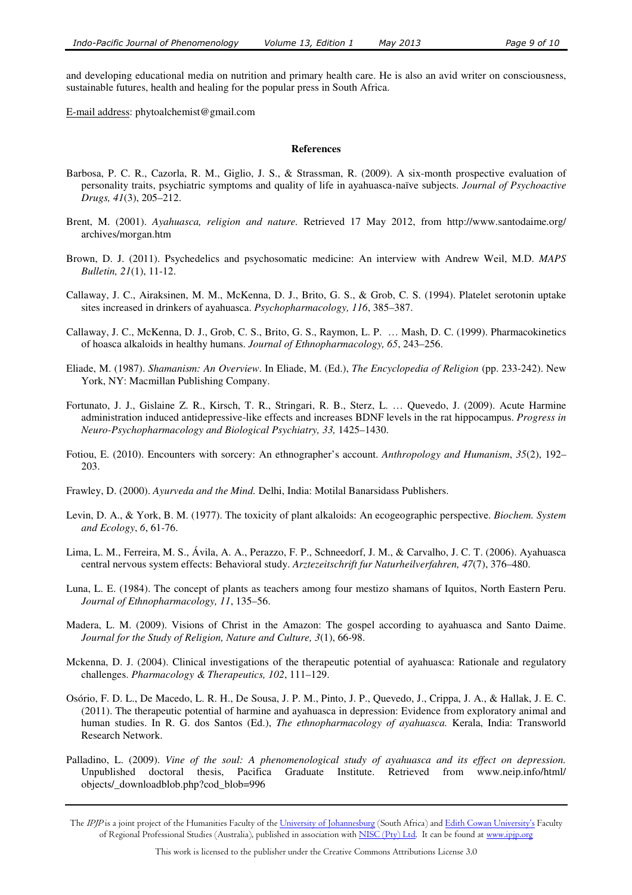and developing educational media on nutrition and primary health care. He is also an avid writer on consciousness, sustainable futures, health and healing for the popular press in South Africa.

E-mail address: phytoalchemist@gmail.com

## References

Barbosa, P. C. R., Cazorla, R. M., Giglio, J. S., & Strassman, R. (2009). A six-month prospective evaluation of personality traits, psychiatric symptoms and quality of life in ayahuasca-naïve subjects. *Journal of Psychoactive Drugs, 41*(3), 205–212.

Brent, M. (2001). *Ayahuasca, religion and nature.* Retrieved 17 May 2012, from http://www.santodaime.org/archives/morgan.htm

Brown, D. J. (2011). Psychedelics and psychosomatic medicine: An interview with Andrew Weil, M.D. *MAPS Bulletin, 21*(1), 11-12.

Callaway, J. C., Airaksinen, M. M., McKenna, D. J., Brito, G. S., & Grob, C. S. (1994). Platelet serotonin uptake sites increased in drinkers of ayahuasca. *Psychopharmacology, 116*, 385–387.

Callaway, J. C., McKenna, D. J., Grob, C. S., Brito, G. S., Raymon, L. P. … Mash, D. C. (1999). Pharmacokinetics of hoasca alkaloids in healthy humans. *Journal of Ethnopharmacology, 65*, 243–256.

Eliade, M. (1987). *Shamanism: An Overview*. In Eliade, M. (Ed.), *The Encyclopedia of Religion* (pp. 233-242). New York, NY: Macmillan Publishing Company.

Fortunato, J. J., Gislaine Z. R., Kirsch, T. R., Stringari, R. B., Sterz, L. … Quevedo, J. (2009). Acute Harmine administration induced antidepressive-like effects and increases BDNF levels in the rat hippocampus. *Progress in Neuro-Psychopharmacology and Biological Psychiatry, 33,* 1425–1430.

Fotiou, E. (2010). Encounters with sorcery: An ethnographer's account. *Anthropology and Humanism*, *35*(2), 192–203.

Frawley, D. (2000). *Ayurveda and the Mind.* Delhi, India: Motilal Banarsidass Publishers.

Levin, D. A., & York, B. M. (1977). The toxicity of plant alkaloids: An ecogeographic perspective. *Biochem. System and Ecology*, *6*, 61-76.

Lima, L. M., Ferreira, M. S., Ávila, A. A., Perazzo, F. P., Schneedorf, J. M., & Carvalho, J. C. T. (2006). Ayahuasca central nervous system effects: Behavioral study. *Arztezeitschrift fur Naturheilverfahren, 47*(7), 376–480.

Luna, L. E. (1984). The concept of plants as teachers among four mestizo shamans of Iquitos, North Eastern Peru. *Journal of Ethnopharmacology, 11*, 135–56.

Madera, L. M. (2009). Visions of Christ in the Amazon: The gospel according to ayahuasca and Santo Daime. *Journal for the Study of Religion, Nature and Culture, 3*(1), 66-98.

Mckenna, D. J. (2004). Clinical investigations of the therapeutic potential of ayahuasca: Rationale and regulatory challenges. *Pharmacology & Therapeutics, 102*, 111–129.

Osório, F. D. L., De Macedo, L. R. H., De Sousa, J. P. M., Pinto, J. P., Quevedo, J., Crippa, J. A., & Hallak, J. E. C. (2011). The therapeutic potential of harmine and ayahuasca in depression: Evidence from exploratory animal and human studies. In R. G. dos Santos (Ed.), *The ethnopharmacology of ayahuasca.* Kerala, India: Transworld Research Network.

Palladino, L. (2009). *Vine of the soul: A phenomenological study of ayahuasca and its effect on depression.* Unpublished doctoral thesis, Pacifica Graduate Institute. Retrieved from www.neip.info/html/objects/_downloadblob.php?cod_blob=996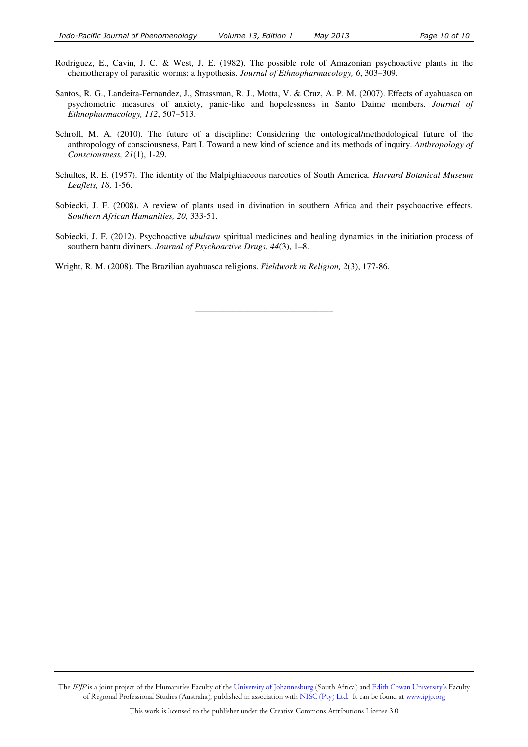Rodriguez, E., Cavin, J. C. & West, J. E. (1982). The possible role of Amazonian psychoactive plants in the chemotherapy of parasitic worms: a hypothesis. *Journal of Ethnopharmacology, 6*, 303–309.

Santos, R. G., Landeira-Fernandez, J., Strassman, R. J., Motta, V. & Cruz, A. P. M. (2007). Effects of ayahuasca on psychometric measures of anxiety, panic-like and hopelessness in Santo Daime members. *Journal of Ethnopharmacology, 112*, 507–513.

Schroll, M. A. (2010). The future of a discipline: Considering the ontological/methodological future of the anthropology of consciousness, Part I. Toward a new kind of science and its methods of inquiry. *Anthropology of Consciousness, 21*(1), 1-29.

Schultes, R. E. (1957). The identity of the Malpighiaceous narcotics of South America. *Harvard Botanical Museum Leaflets, 18,* 1-56.

Sobiecki, J. F. (2008). A review of plants used in divination in southern Africa and their psychoactive effects. S*outhern African Humanities, 20,* 333-51.

Sobiecki, J. F. (2012). Psychoactive *ubulawu* spiritual medicines and healing dynamics in the initiation process of southern bantu diviners. *Journal of Psychoactive Drugs, 44*(3), 1–8.

Wright, R. M. (2008). The Brazilian ayahuasca religions. *Fieldwork in Religion, 2*(3), 177-86.

---

The *IPJP* is a joint project of the Humanities Faculty of the University of Johannesburg (South Africa) and Edith Cowan University's Faculty of Regional Professional Studies (Australia), published in association with NISC (Pty) Ltd. It can be found at www.ipjp.org

This work is licensed to the publisher under the Creative Commons Attributions License 3.0